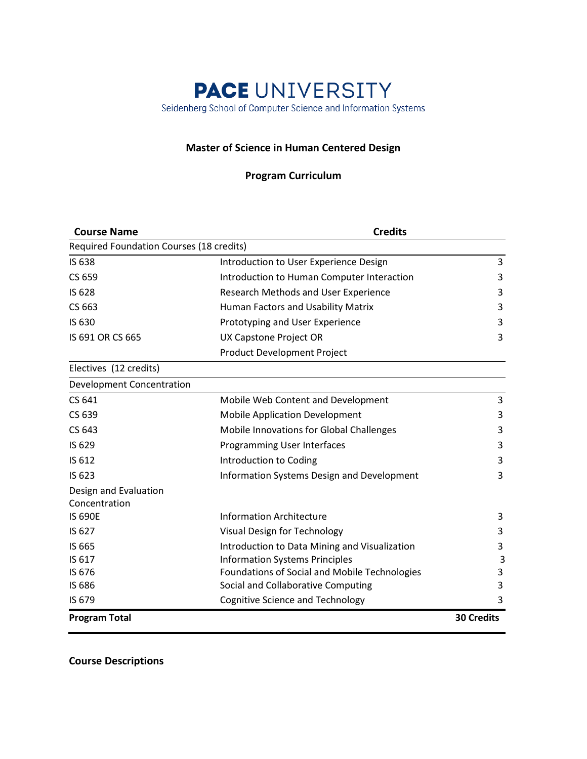# PACE UNIVERSITY

Seidenberg School of Computer Science and Information Systems

## Master of Science in Human Centered Design

### Program Curriculum

| Course Name | | Credits |
|---|---|---|
| Required Foundation Courses (18 credits) | | |
| IS 638 | Introduction to User Experience Design | 3 |
| CS 659 | Introduction to Human Computer Interaction | 3 |
| IS 628 | Research Methods and User Experience | 3 |
| CS 663 | Human Factors and Usability Matrix | 3 |
| IS 630 | Prototyping and User Experience | 3 |
| IS 691 OR CS 665 | UX Capstone Project OR Product Development Project | 3 |
| Electives (12 credits) | | |
| Development Concentration | | |
| CS 641 | Mobile Web Content and Development | 3 |
| CS 639 | Mobile Application Development | 3 |
| CS 643 | Mobile Innovations for Global Challenges | 3 |
| IS 629 | Programming User Interfaces | 3 |
| IS 612 | Introduction to Coding | 3 |
| IS 623 | Information Systems Design and Development | 3 |
| Design and Evaluation Concentration | | |
| IS 690E | Information Architecture | 3 |
| IS 627 | Visual Design for Technology | 3 |
| IS 665 | Introduction to Data Mining and Visualization | 3 |
| IS 617 | Information Systems Principles | 3 |
| IS 676 | Foundations of Social and Mobile Technologies | 3 |
| IS 686 | Social and Collaborative Computing | 3 |
| IS 679 | Cognitive Science and Technology | 3 |
| **Program Total** | | **30 Credits** |

**Course Descriptions**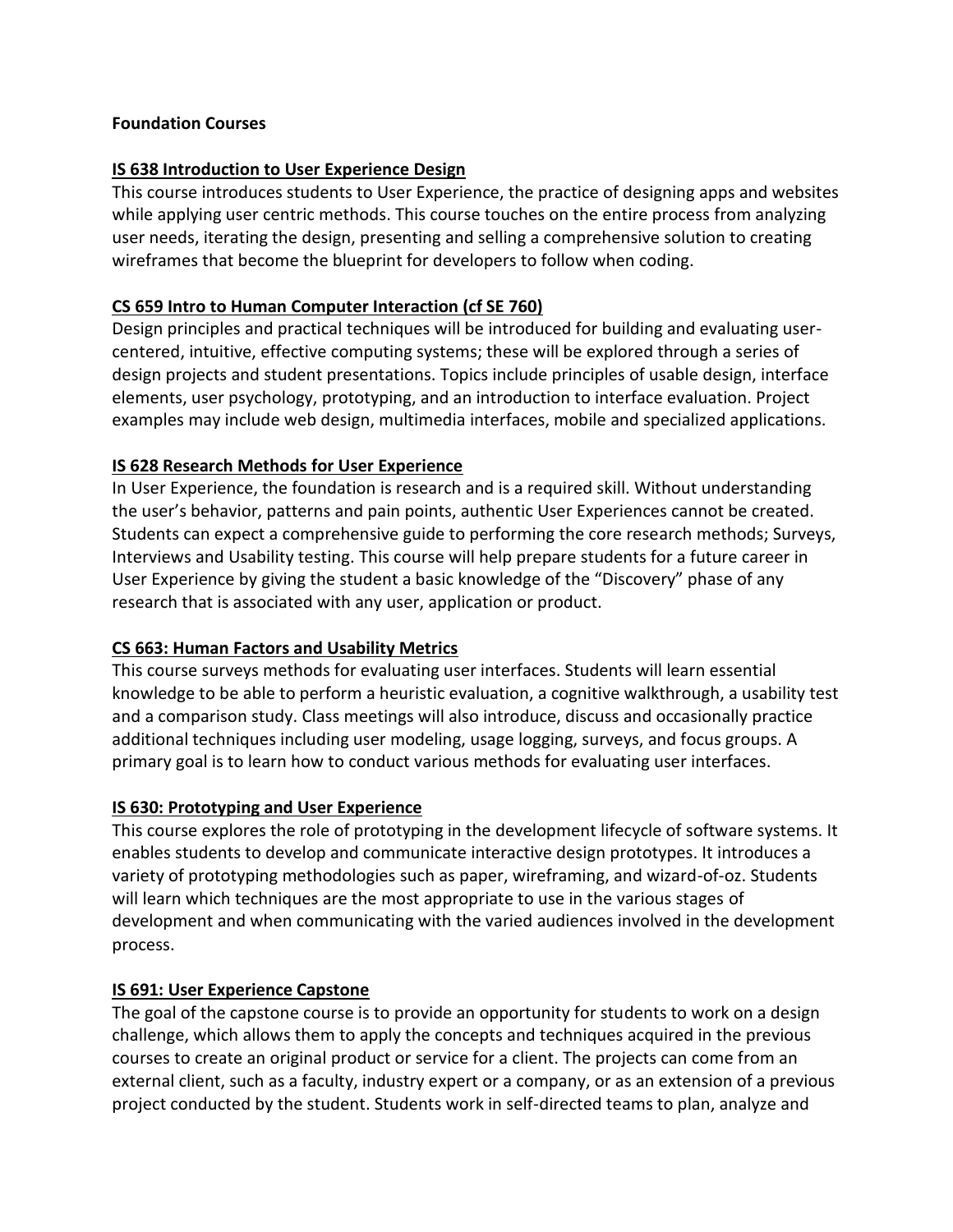**Foundation Courses**

**IS 638 Introduction to User Experience Design**

This course introduces students to User Experience, the practice of designing apps and websites while applying user centric methods. This course touches on the entire process from analyzing user needs, iterating the design, presenting and selling a comprehensive solution to creating wireframes that become the blueprint for developers to follow when coding.

**CS 659 Intro to Human Computer Interaction (cf SE 760)**

Design principles and practical techniques will be introduced for building and evaluating user-centered, intuitive, effective computing systems; these will be explored through a series of design projects and student presentations. Topics include principles of usable design, interface elements, user psychology, prototyping, and an introduction to interface evaluation. Project examples may include web design, multimedia interfaces, mobile and specialized applications.

**IS 628 Research Methods for User Experience**

In User Experience, the foundation is research and is a required skill. Without understanding the user's behavior, patterns and pain points, authentic User Experiences cannot be created. Students can expect a comprehensive guide to performing the core research methods; Surveys, Interviews and Usability testing. This course will help prepare students for a future career in User Experience by giving the student a basic knowledge of the "Discovery" phase of any research that is associated with any user, application or product.

**CS 663: Human Factors and Usability Metrics**

This course surveys methods for evaluating user interfaces. Students will learn essential knowledge to be able to perform a heuristic evaluation, a cognitive walkthrough, a usability test and a comparison study. Class meetings will also introduce, discuss and occasionally practice additional techniques including user modeling, usage logging, surveys, and focus groups. A primary goal is to learn how to conduct various methods for evaluating user interfaces.

**IS 630: Prototyping and User Experience**

This course explores the role of prototyping in the development lifecycle of software systems. It enables students to develop and communicate interactive design prototypes. It introduces a variety of prototyping methodologies such as paper, wireframing, and wizard-of-oz. Students will learn which techniques are the most appropriate to use in the various stages of development and when communicating with the varied audiences involved in the development process.

**IS 691: User Experience Capstone**

The goal of the capstone course is to provide an opportunity for students to work on a design challenge, which allows them to apply the concepts and techniques acquired in the previous courses to create an original product or service for a client. The projects can come from an external client, such as a faculty, industry expert or a company, or as an extension of a previous project conducted by the student. Students work in self-directed teams to plan, analyze and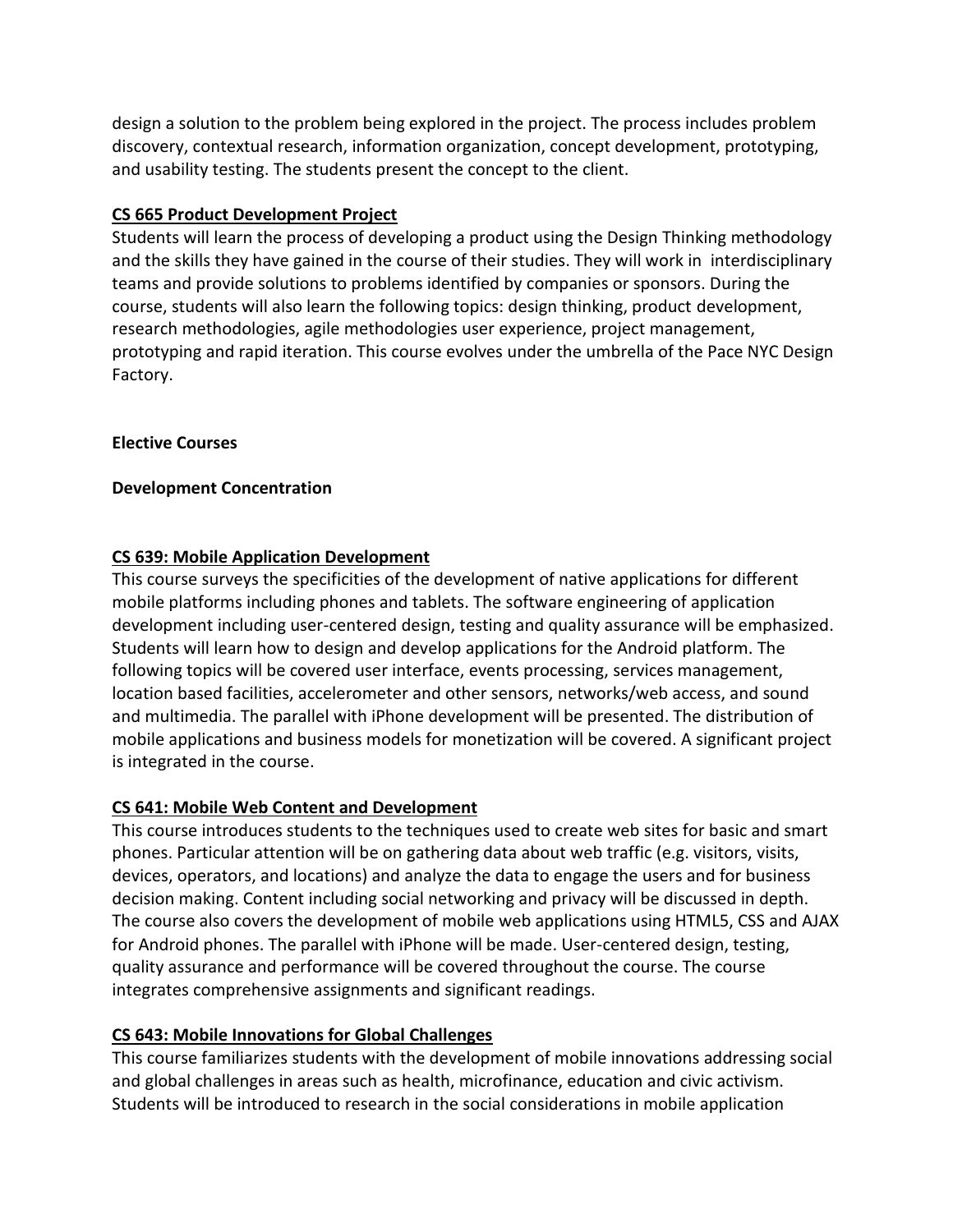design a solution to the problem being explored in the project. The process includes problem discovery, contextual research, information organization, concept development, prototyping, and usability testing. The students present the concept to the client.

**CS 665 Product Development Project**

Students will learn the process of developing a product using the Design Thinking methodology and the skills they have gained in the course of their studies. They will work in interdisciplinary teams and provide solutions to problems identified by companies or sponsors. During the course, students will also learn the following topics: design thinking, product development, research methodologies, agile methodologies user experience, project management, prototyping and rapid iteration. This course evolves under the umbrella of the Pace NYC Design Factory.

**Elective Courses**

**Development Concentration**

**CS 639: Mobile Application Development**

This course surveys the specificities of the development of native applications for different mobile platforms including phones and tablets. The software engineering of application development including user-centered design, testing and quality assurance will be emphasized. Students will learn how to design and develop applications for the Android platform. The following topics will be covered user interface, events processing, services management, location based facilities, accelerometer and other sensors, networks/web access, and sound and multimedia. The parallel with iPhone development will be presented. The distribution of mobile applications and business models for monetization will be covered. A significant project is integrated in the course.

**CS 641: Mobile Web Content and Development**

This course introduces students to the techniques used to create web sites for basic and smart phones. Particular attention will be on gathering data about web traffic (e.g. visitors, visits, devices, operators, and locations) and analyze the data to engage the users and for business decision making. Content including social networking and privacy will be discussed in depth. The course also covers the development of mobile web applications using HTML5, CSS and AJAX for Android phones. The parallel with iPhone will be made. User-centered design, testing, quality assurance and performance will be covered throughout the course. The course integrates comprehensive assignments and significant readings.

**CS 643: Mobile Innovations for Global Challenges**

This course familiarizes students with the development of mobile innovations addressing social and global challenges in areas such as health, microfinance, education and civic activism. Students will be introduced to research in the social considerations in mobile application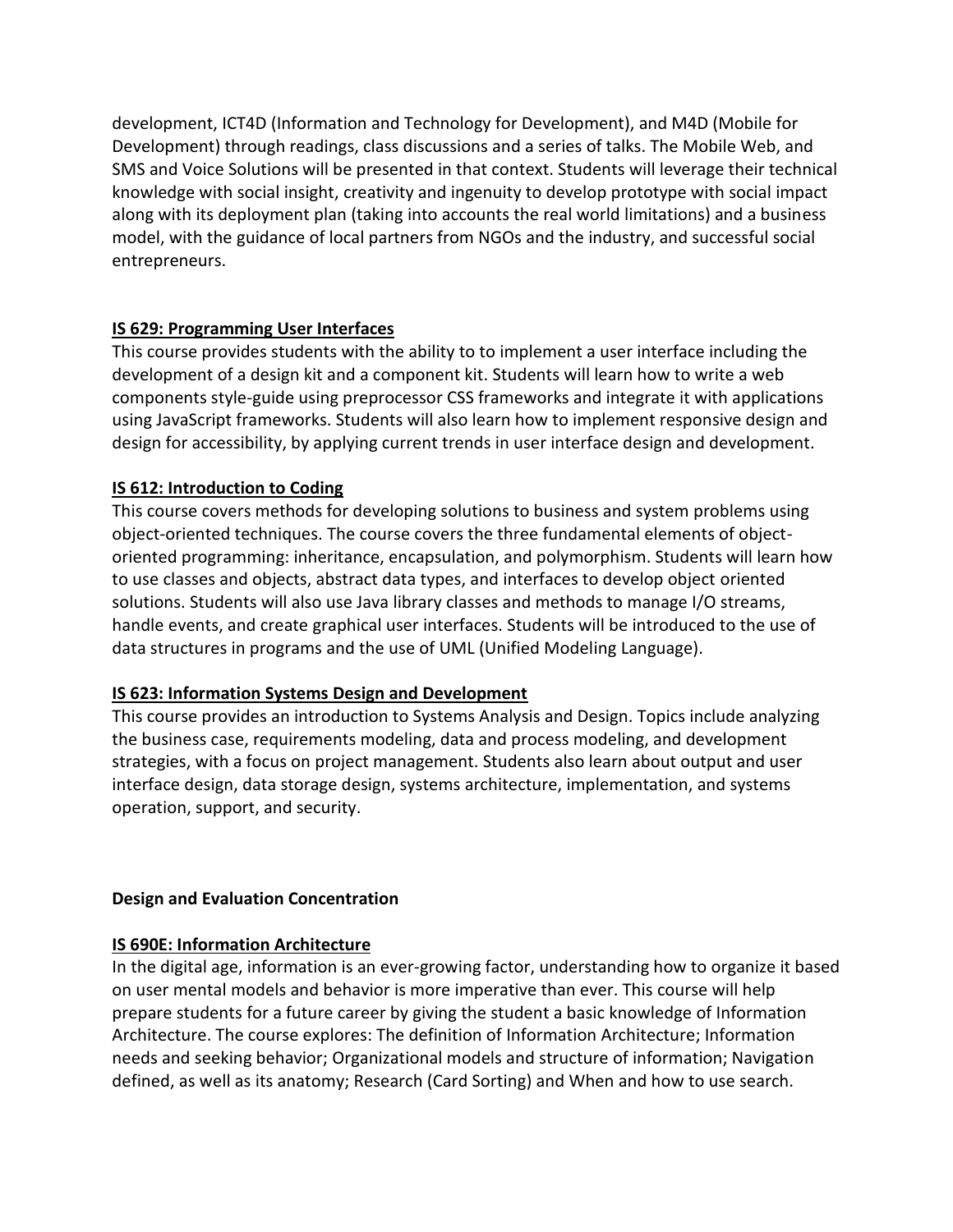development, ICT4D (Information and Technology for Development), and M4D (Mobile for Development) through readings, class discussions and a series of talks. The Mobile Web, and SMS and Voice Solutions will be presented in that context. Students will leverage their technical knowledge with social insight, creativity and ingenuity to develop prototype with social impact along with its deployment plan (taking into accounts the real world limitations) and a business model, with the guidance of local partners from NGOs and the industry, and successful social entrepreneurs.

**IS 629: Programming User Interfaces**

This course provides students with the ability to to implement a user interface including the development of a design kit and a component kit. Students will learn how to write a web components style-guide using preprocessor CSS frameworks and integrate it with applications using JavaScript frameworks. Students will also learn how to implement responsive design and design for accessibility, by applying current trends in user interface design and development.

**IS 612: Introduction to Coding**

This course covers methods for developing solutions to business and system problems using object-oriented techniques. The course covers the three fundamental elements of object-oriented programming: inheritance, encapsulation, and polymorphism. Students will learn how to use classes and objects, abstract data types, and interfaces to develop object oriented solutions. Students will also use Java library classes and methods to manage I/O streams, handle events, and create graphical user interfaces. Students will be introduced to the use of data structures in programs and the use of UML (Unified Modeling Language).

**IS 623: Information Systems Design and Development**

This course provides an introduction to Systems Analysis and Design. Topics include analyzing the business case, requirements modeling, data and process modeling, and development strategies, with a focus on project management. Students also learn about output and user interface design, data storage design, systems architecture, implementation, and systems operation, support, and security.

**Design and Evaluation Concentration**

**IS 690E: Information Architecture**

In the digital age, information is an ever-growing factor, understanding how to organize it based on user mental models and behavior is more imperative than ever. This course will help prepare students for a future career by giving the student a basic knowledge of Information Architecture. The course explores: The definition of Information Architecture; Information needs and seeking behavior; Organizational models and structure of information; Navigation defined, as well as its anatomy; Research (Card Sorting) and When and how to use search.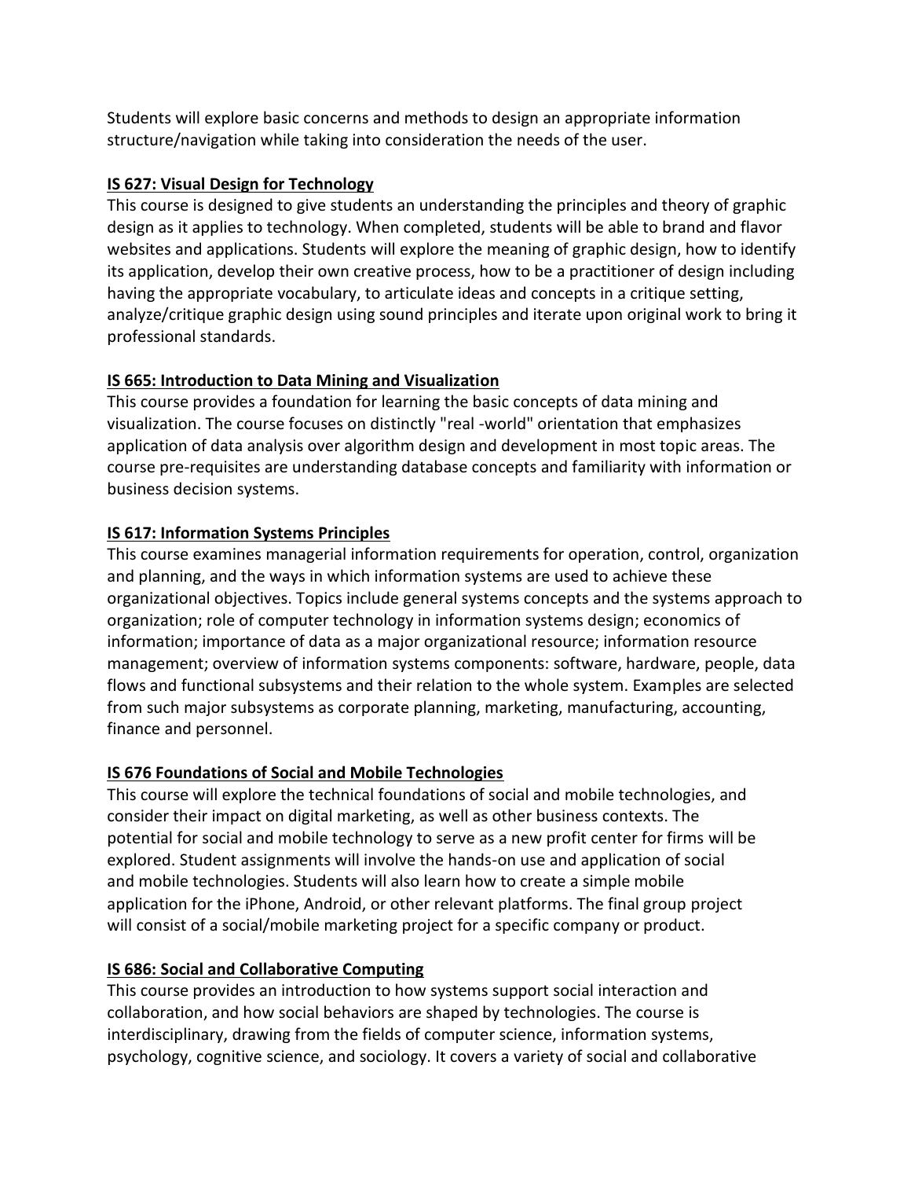Students will explore basic concerns and methods to design an appropriate information structure/navigation while taking into consideration the needs of the user.

**IS 627: Visual Design for Technology**

This course is designed to give students an understanding the principles and theory of graphic design as it applies to technology. When completed, students will be able to brand and flavor websites and applications. Students will explore the meaning of graphic design, how to identify its application, develop their own creative process, how to be a practitioner of design including having the appropriate vocabulary, to articulate ideas and concepts in a critique setting, analyze/critique graphic design using sound principles and iterate upon original work to bring it professional standards.

**IS 665: Introduction to Data Mining and Visualization**

This course provides a foundation for learning the basic concepts of data mining and visualization. The course focuses on distinctly "real -world" orientation that emphasizes application of data analysis over algorithm design and development in most topic areas. The course pre-requisites are understanding database concepts and familiarity with information or business decision systems.

**IS 617: Information Systems Principles**

This course examines managerial information requirements for operation, control, organization and planning, and the ways in which information systems are used to achieve these organizational objectives. Topics include general systems concepts and the systems approach to organization; role of computer technology in information systems design; economics of information; importance of data as a major organizational resource; information resource management; overview of information systems components: software, hardware, people, data flows and functional subsystems and their relation to the whole system. Examples are selected from such major subsystems as corporate planning, marketing, manufacturing, accounting, finance and personnel.

**IS 676 Foundations of Social and Mobile Technologies**

This course will explore the technical foundations of social and mobile technologies, and consider their impact on digital marketing, as well as other business contexts. The potential for social and mobile technology to serve as a new profit center for firms will be explored. Student assignments will involve the hands-on use and application of social and mobile technologies. Students will also learn how to create a simple mobile application for the iPhone, Android, or other relevant platforms. The final group project will consist of a social/mobile marketing project for a specific company or product.

**IS 686: Social and Collaborative Computing**

This course provides an introduction to how systems support social interaction and collaboration, and how social behaviors are shaped by technologies. The course is interdisciplinary, drawing from the fields of computer science, information systems, psychology, cognitive science, and sociology. It covers a variety of social and collaborative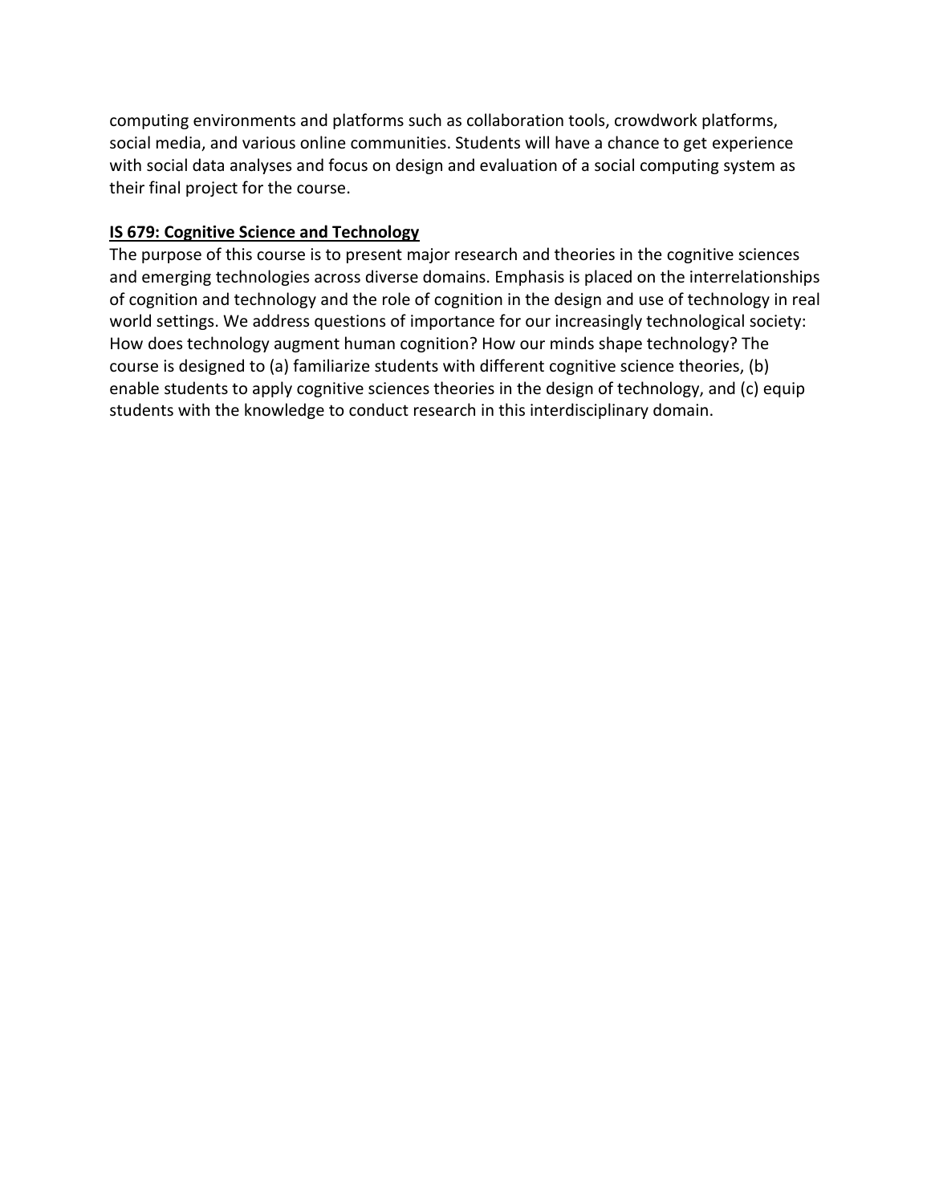computing environments and platforms such as collaboration tools, crowdwork platforms, social media, and various online communities. Students will have a chance to get experience with social data analyses and focus on design and evaluation of a social computing system as their final project for the course.

**IS 679: Cognitive Science and Technology**

The purpose of this course is to present major research and theories in the cognitive sciences and emerging technologies across diverse domains. Emphasis is placed on the interrelationships of cognition and technology and the role of cognition in the design and use of technology in real world settings. We address questions of importance for our increasingly technological society: How does technology augment human cognition? How our minds shape technology? The course is designed to (a) familiarize students with different cognitive science theories, (b) enable students to apply cognitive sciences theories in the design of technology, and (c) equip students with the knowledge to conduct research in this interdisciplinary domain.